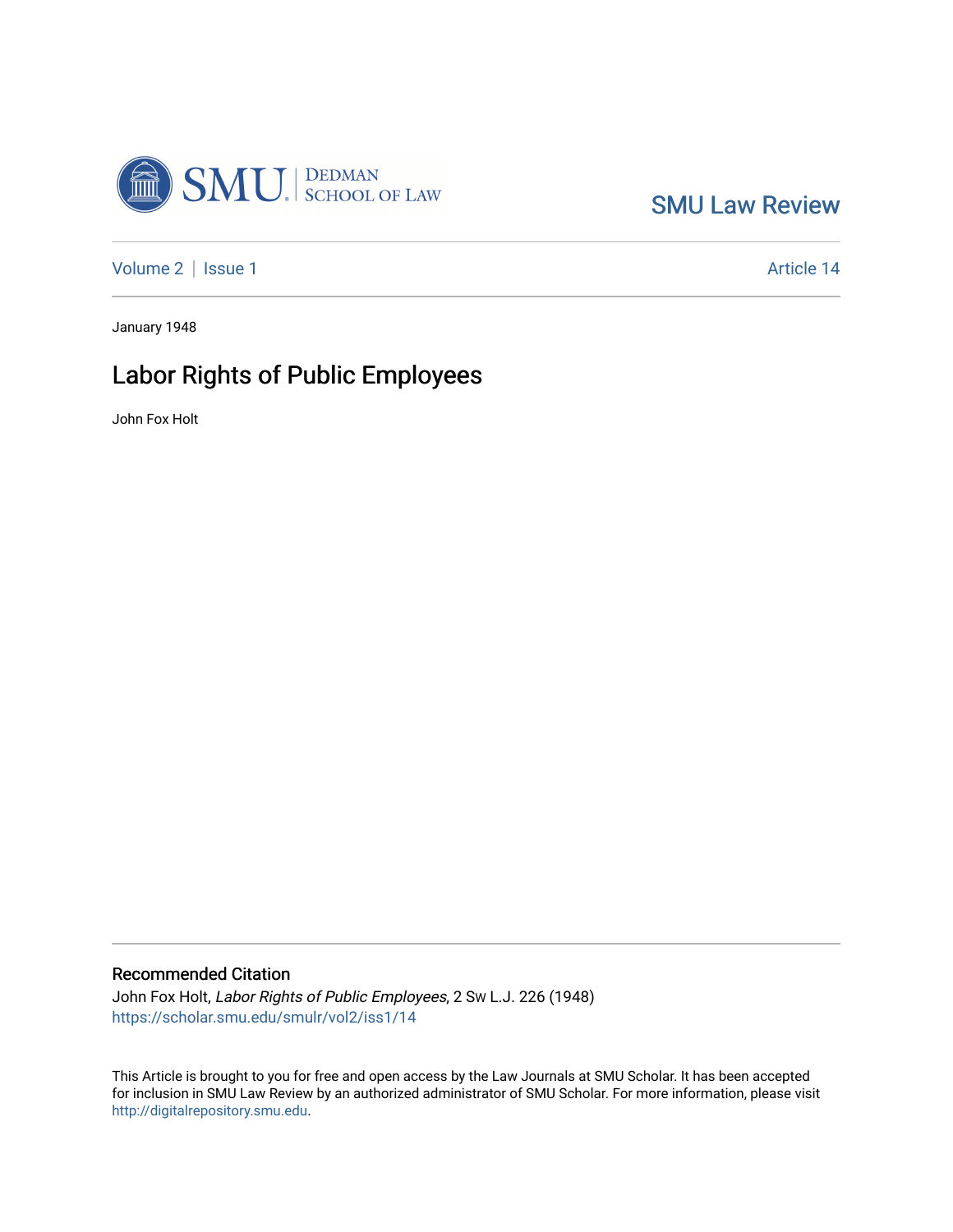SMU Law Review

Volume 2 | Issue 1 Article 14

January 1948

# Labor Rights of Public Employees

John Fox Holt

## Recommended Citation

John Fox Holt, *Labor Rights of Public Employees*, 2 SW L.J. 226 (1948)
https://scholar.smu.edu/smulr/vol2/iss1/14

This Article is brought to you for free and open access by the Law Journals at SMU Scholar. It has been accepted for inclusion in SMU Law Review by an authorized administrator of SMU Scholar. For more information, please visit http://digitalrepository.smu.edu.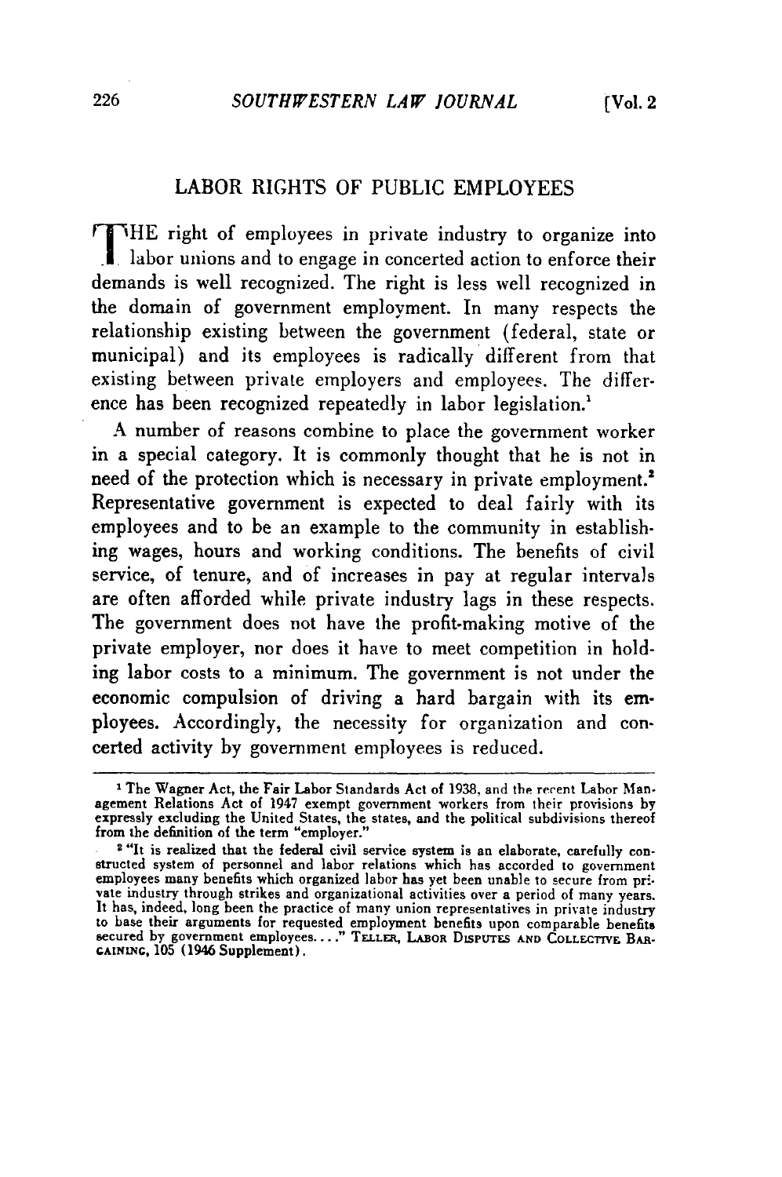## LABOR RIGHTS OF PUBLIC EMPLOYEES

THE right of employees in private industry to organize into labor unions and to engage in concerted action to enforce their demands is well recognized. The right is less well recognized in the domain of government employment. In many respects the relationship existing between the government (federal, state or municipal) and its employees is radically different from that existing between private employers and employees. The difference has been recognized repeatedly in labor legislation.[1]

A number of reasons combine to place the government worker in a special category. It is commonly thought that he is not in need of the protection which is necessary in private employment.[2] Representative government is expected to deal fairly with its employees and to be an example to the community in establishing wages, hours and working conditions. The benefits of civil service, of tenure, and of increases in pay at regular intervals are often afforded while private industry lags in these respects. The government does not have the profit-making motive of the private employer, nor does it have to meet competition in holding labor costs to a minimum. The government is not under the economic compulsion of driving a hard bargain with its employees. Accordingly, the necessity for organization and concerted activity by government employees is reduced.

---

[1] The Wagner Act, the Fair Labor Standards Act of 1938, and the recent Labor Management Relations Act of 1947 exempt government workers from their provisions by expressly excluding the United States, the states, and the political subdivisions thereof from the definition of the term "employer."

[2] "It is realized that the federal civil service system is an elaborate, carefully constructed system of personnel and labor relations which has accorded to government employees many benefits which organized labor has yet been unable to secure from private industry through strikes and organizational activities over a period of many years. It has, indeed, long been the practice of many union representatives in private industry to base their arguments for requested employment benefits upon comparable benefits secured by government employees. . . ." TELLER, LABOR DISPUTES AND COLLECTIVE BARGAINING, 105 (1946 Supplement).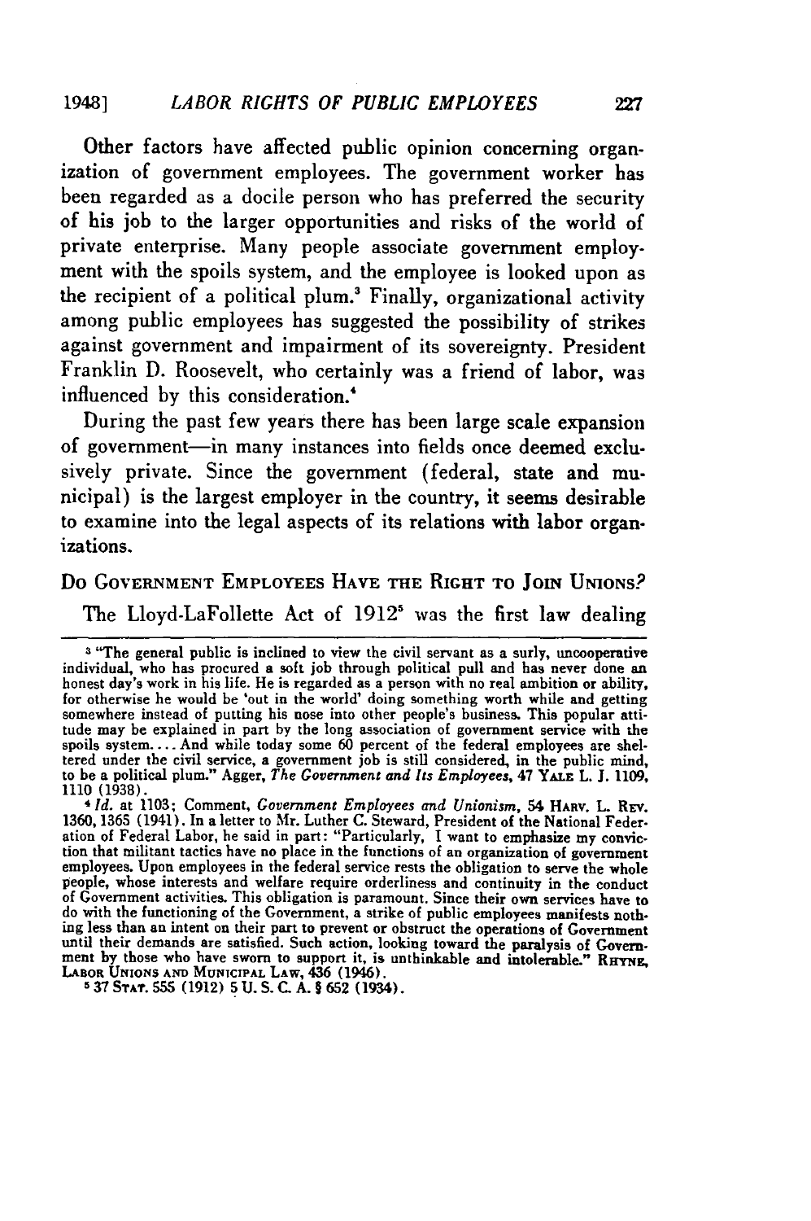Other factors have affected public opinion concerning organization of government employees. The government worker has been regarded as a docile person who has preferred the security of his job to the larger opportunities and risks of the world of private enterprise. Many people associate government employment with the spoils system, and the employee is looked upon as the recipient of a political plum.[3] Finally, organizational activity among public employees has suggested the possibility of strikes against government and impairment of its sovereignty. President Franklin D. Roosevelt, who certainly was a friend of labor, was influenced by this consideration.[4]

During the past few years there has been large scale expansion of government—in many instances into fields once deemed exclusively private. Since the government (federal, state and municipal) is the largest employer in the country, it seems desirable to examine into the legal aspects of its relations with labor organizations.

## Do Government Employees Have the Right to Join Unions?

The Lloyd-LaFollette Act of 1912[5] was the first law dealing

---

[3] "The general public is inclined to view the civil servant as a surly, uncooperative individual, who has procured a soft job through political pull and has never done an honest day's work in his life. He is regarded as a person with no real ambition or ability, for otherwise he would be 'out in the world' doing something worth while and getting somewhere instead of putting his nose into other people's business. This popular attitude may be explained in part by the long association of government service with the spoils system.... And while today some 60 percent of the federal employees are sheltered under the civil service, a government job is still considered, in the public mind, to be a political plum." Agger, *The Government and Its Employees*, 47 YALE L. J. 1109, 1110 (1938).

[4] *Id.* at 1103; Comment, *Government Employees and Unionism*, 54 HARV. L. REV. 1360, 1365 (1941). In a letter to Mr. Luther C. Steward, President of the National Federation of Federal Labor, he said in part: "Particularly, I want to emphasize my conviction that militant tactics have no place in the functions of an organization of government employees. Upon employees in the federal service rests the obligation to serve the whole people, whose interests and welfare require orderliness and continuity in the conduct of Government activities. This obligation is paramount. Since their own services have to do with the functioning of the Government, a strike of public employees manifests nothing less than an intent on their part to prevent or obstruct the operations of Government until their demands are satisfied. Such action, looking toward the paralysis of Government by those who have sworn to support it, is unthinkable and intolerable." RHYNE, LABOR UNIONS AND MUNICIPAL LAW, 436 (1946).

[5] 37 STAT. 555 (1912) 5 U. S. C. A. § 652 (1934).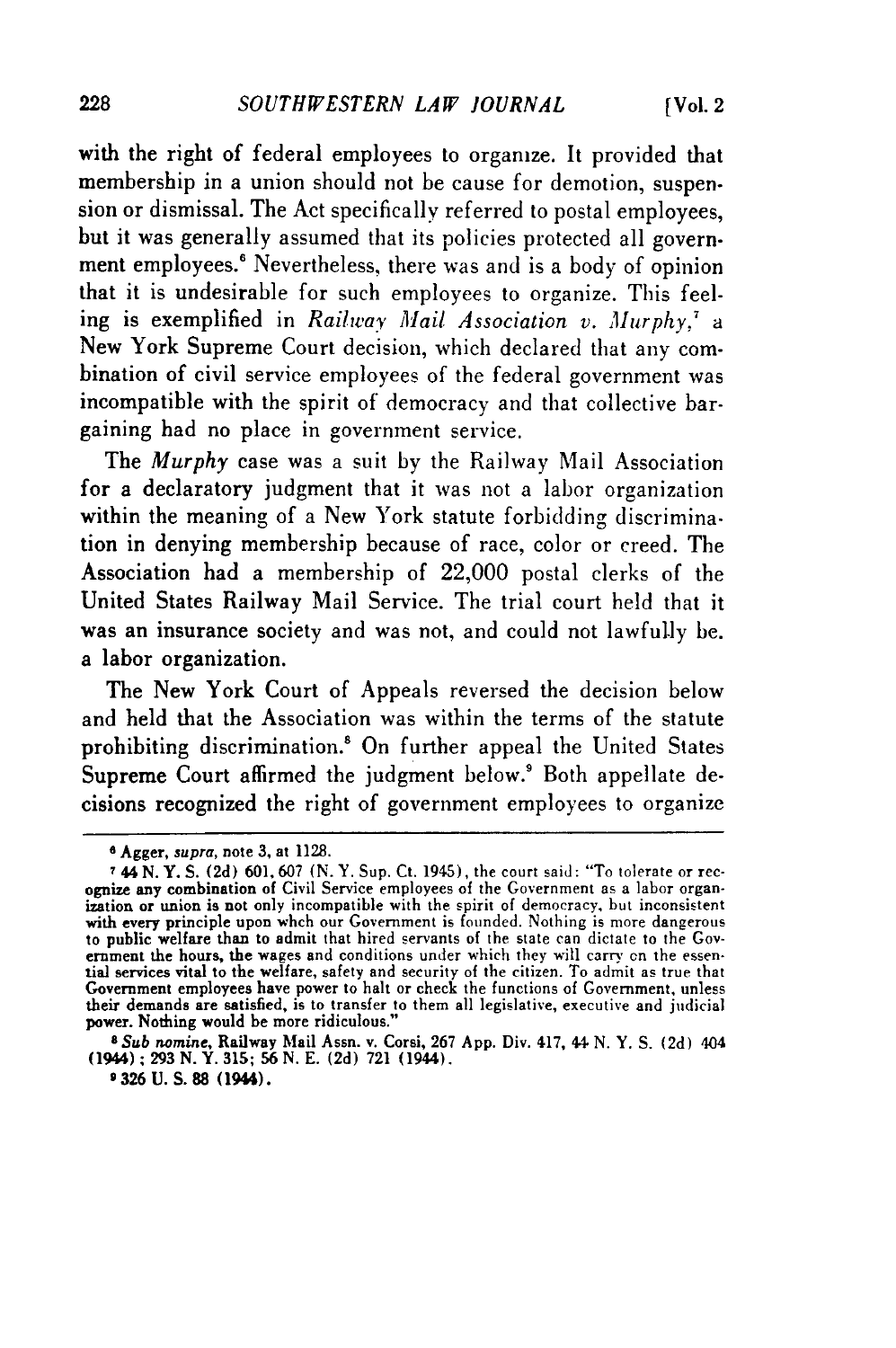with the right of federal employees to organize. It provided that membership in a union should not be cause for demotion, suspension or dismissal. The Act specifically referred to postal employees, but it was generally assumed that its policies protected all government employees.[6] Nevertheless, there was and is a body of opinion that it is undesirable for such employees to organize. This feeling is exemplified in *Railway Mail Association v. Murphy*,[7] a New York Supreme Court decision, which declared that any combination of civil service employees of the federal government was incompatible with the spirit of democracy and that collective bargaining had no place in government service.

The *Murphy* case was a suit by the Railway Mail Association for a declaratory judgment that it was not a labor organization within the meaning of a New York statute forbidding discrimination in denying membership because of race, color or creed. The Association had a membership of 22,000 postal clerks of the United States Railway Mail Service. The trial court held that it was an insurance society and was not, and could not lawfully be. a labor organization.

The New York Court of Appeals reversed the decision below and held that the Association was within the terms of the statute prohibiting discrimination.[8] On further appeal the United States Supreme Court affirmed the judgment below.[9] Both appellate decisions recognized the right of government employees to organize

---

[6] Agger, *supra*, note 3, at 1128.

[7] 44 N. Y. S. (2d) 601, 607 (N. Y. Sup. Ct. 1945), the court said: "To tolerate or recognize any combination of Civil Service employees of the Government as a labor organization or union is not only incompatible with the spirit of democracy, but inconsistent with every principle upon whch our Government is founded. Nothing is more dangerous to public welfare than to admit that hired servants of the state can dictate to the Government the hours, the wages and conditions under which they will carry on the essential services vital to the welfare, safety and security of the citizen. To admit as true that Government employees have power to halt or check the functions of Government, unless their demands are satisfied, is to transfer to them all legislative, executive and judicial power. Nothing would be more ridiculous."

[8] *Sub nomine*, Railway Mail Assn. v. Corsi, 267 App. Div. 417, 44 N. Y. S. (2d) 404 (1944); 293 N. Y. 315; 56 N. E. (2d) 721 (1944).

[9] 326 U. S. 88 (1944).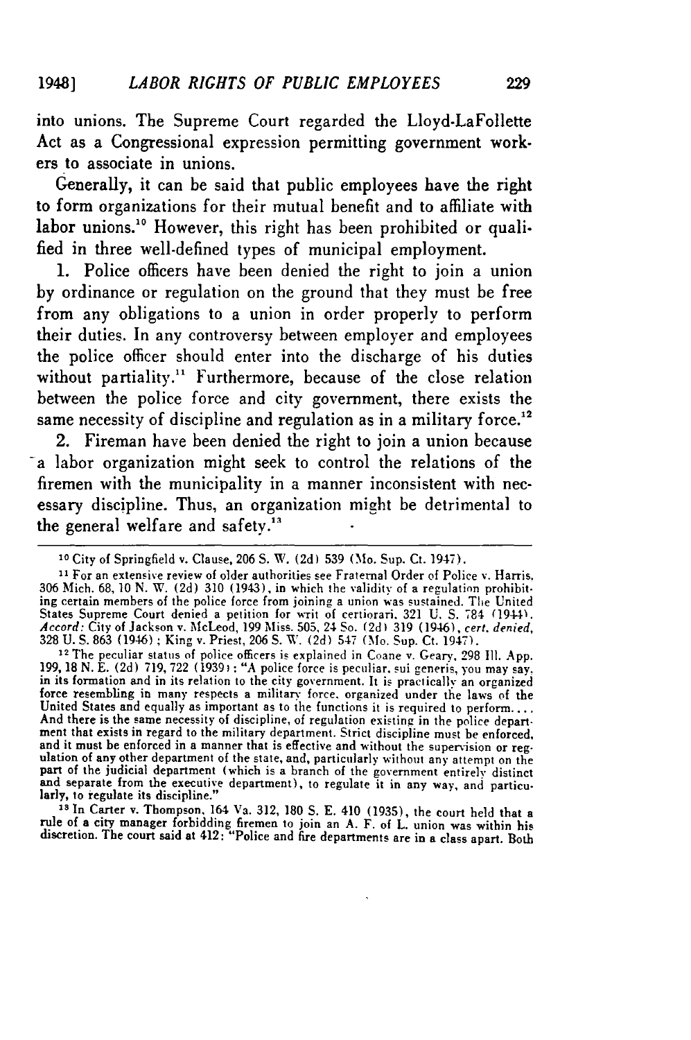into unions. The Supreme Court regarded the Lloyd-LaFollette Act as a Congressional expression permitting government workers to associate in unions.

Generally, it can be said that public employees have the right to form organizations for their mutual benefit and to affiliate with labor unions.[10] However, this right has been prohibited or qualified in three well-defined types of municipal employment.

1. Police officers have been denied the right to join a union by ordinance or regulation on the ground that they must be free from any obligations to a union in order properly to perform their duties. In any controversy between employer and employees the police officer should enter into the discharge of his duties without partiality.[11] Furthermore, because of the close relation between the police force and city government, there exists the same necessity of discipline and regulation as in a military force.[12]

2. Fireman have been denied the right to join a union because a labor organization might seek to control the relations of the firemen with the municipality in a manner inconsistent with necessary discipline. Thus, an organization might be detrimental to the general welfare and safety.[13]

---

[10] City of Springfield v. Clause, 206 S. W. (2d) 539 (Mo. Sup. Ct. 1947).

[11] For an extensive review of older authorities see Fraternal Order of Police v. Harris, 306 Mich. 68, 10 N. W. (2d) 310 (1943), in which the validity of a regulation prohibiting certain members of the police force from joining a union was sustained. The United States Supreme Court denied a petition for writ of certiorari, 321 U. S. 784 (1944). *Accord:* City of Jackson v. McLeod, 199 Miss. 505, 24 So. (2d) 319 (1946), *cert. denied,* 328 U. S. 863 (1946); King v. Priest, 206 S. W. (2d) 547 (Mo. Sup. Ct. 1947).

[12] The peculiar status of police officers is explained in Coane v. Geary, 298 Ill. App. 199, 18 N. E. (2d) 719, 722 (1939): "A police force is peculiar, sui generis, you may say, in its formation and in its relation to the city government. It is practically an organized force resembling in many respects a military force, organized under the laws of the United States and equally as important as to the functions it is required to perform.... And there is the same necessity of discipline, of regulation existing in the police department that exists in regard to the military department. Strict discipline must be enforced, and it must be enforced in a manner that is effective and without the supervision or regulation of any other department of the state, and, particularly without any attempt on the part of the judicial department (which is a branch of the government entirely distinct and separate from the executive department), to regulate it in any way, and particularly, to regulate its discipline."

[13] In Carter v. Thompson, 164 Va. 312, 180 S. E. 410 (1935), the court held that a rule of a city manager forbidding firemen to join an A. F. of L. union was within his discretion. The court said at 412: "Police and fire departments are in a class apart. Both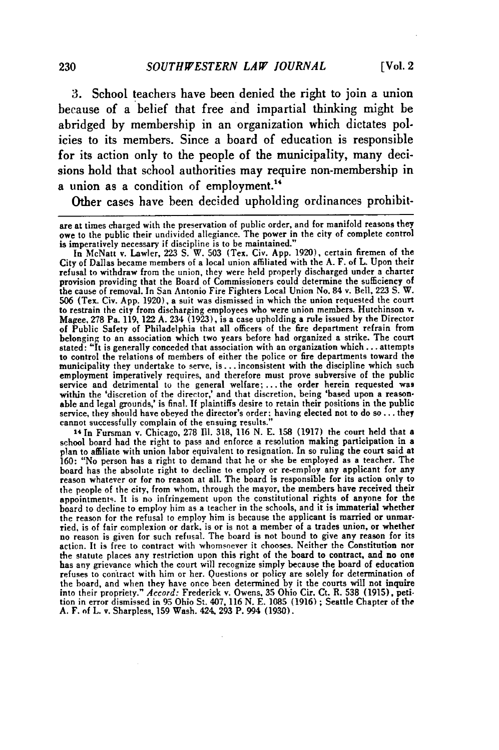3. School teachers have been denied the right to join a union because of a belief that free and impartial thinking might be abridged by membership in an organization which dictates policies to its members. Since a board of education is responsible for its action only to the people of the municipality, many decisions hold that school authorities may require non-membership in a union as a condition of employment.[14]

Other cases have been decided upholding ordinances prohibit-

---

are at times charged with the preservation of public order, and for manifold reasons they owe to the public their undivided allegiance. The power in the city of complete control is imperatively necessary if discipline is to be maintained."

In McNatt v. Lawler, 223 S. W. 503 (Tex. Civ. App. 1920), certain firemen of the City of Dallas became members of a local union affiliated with the A. F. of L. Upon their refusal to withdraw from the union, they were held properly discharged under a charter provision providing that the Board of Commissioners could determine the sufficiency of the cause of removal. In San Antonio Fire Fighters Local Union No. 84 v. Bell, 223 S. W. 506 (Tex. Civ. App. 1920), a suit was dismissed in which the union requested the court to restrain the city from discharging employees who were union members. Hutchinson v. Magee, 278 Pa. 119, 122 A. 234 (1923), is a case upholding a rule issued by the Director of Public Safety of Philadelphia that all officers of the fire department refrain from belonging to an association which two years before had organized a strike. The court stated: "It is generally conceded that association with an organization which ... attempts to control the relations of members of either the police or fire departments toward the municipality they undertake to serve, is ... inconsistent with the discipline which such employment imperatively requires, and therefore must prove subversive of the public service and detrimental to the general welfare; ... the order herein requested was within the 'discretion of the director,' and that discretion, being 'based upon a reasonable and legal grounds,' is final. If plaintiffs desire to retain their positions in the public service, they should have obeyed the director's order; having elected not to do so ... they cannot successfully complain of the ensuing results."

[14] In Fursman v. Chicago, 278 Ill. 318, 116 N. E. 158 (1917) the court held that a school board had the right to pass and enforce a resolution making participation in a plan to affiliate with union labor equivalent to resignation. In so ruling the court said at 160: "No person has a right to demand that he or she be employed as a teacher. The board has the absolute right to decline to employ or re-employ any applicant for any reason whatever or for no reason at all. The board is responsible for its action only to the people of the city, from whom, through the mayor, the members have received their appointments. It is no infringement upon the constitutional rights of anyone for the board to decline to employ him as a teacher in the schools, and it is immaterial whether the reason for the refusal to employ him is because the applicant is married or unmarried, is of fair complexion or dark, is or is not a member of a trades union, or whether no reason is given for such refusal. The board is not bound to give any reason for its action. It is free to contract with whomsoever it chooses. Neither the Constitution nor the statute places any restriction upon this right of the board to contract, and no one has any grievance which the court will recognize simply because the board of education refuses to contract with him or her. Questions or policy are solely for determination of the board, and when they have once been determined by it the courts will not inquire into their propriety." *Accord:* Frederick v. Owens, 35 Ohio Cir. Ct. R. 538 (1915), petition in error dismissed in 95 Ohio St. 407, 116 N. E. 1085 (1916); Seattle Chapter of the A. F. of L. v. Sharpless, 159 Wash. 424, 293 P. 994 (1930).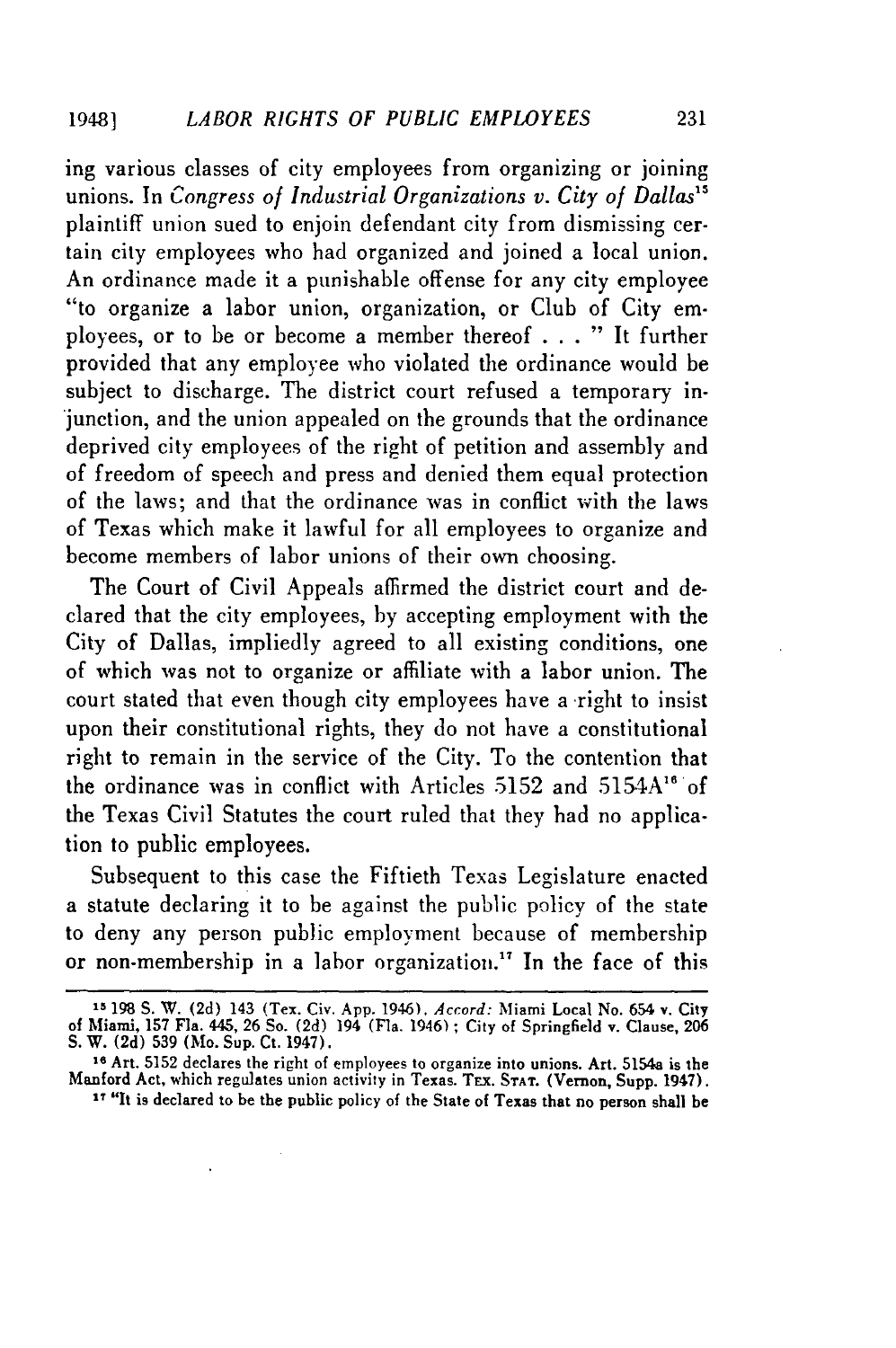ing various classes of city employees from organizing or joining unions. In *Congress of Industrial Organizations v. City of Dallas*[15] plaintiff union sued to enjoin defendant city from dismissing certain city employees who had organized and joined a local union. An ordinance made it a punishable offense for any city employee "to organize a labor union, organization, or Club of City employees, or to be or become a member thereof . . . " It further provided that any employee who violated the ordinance would be subject to discharge. The district court refused a temporary injunction, and the union appealed on the grounds that the ordinance deprived city employees of the right of petition and assembly and of freedom of speech and press and denied them equal protection of the laws; and that the ordinance was in conflict with the laws of Texas which make it lawful for all employees to organize and become members of labor unions of their own choosing.

The Court of Civil Appeals affirmed the district court and declared that the city employees, by accepting employment with the City of Dallas, impliedly agreed to all existing conditions, one of which was not to organize or affiliate with a labor union. The court stated that even though city employees have a right to insist upon their constitutional rights, they do not have a constitutional right to remain in the service of the City. To the contention that the ordinance was in conflict with Articles 5152 and 5154A[16] of the Texas Civil Statutes the court ruled that they had no application to public employees.

Subsequent to this case the Fiftieth Texas Legislature enacted a statute declaring it to be against the public policy of the state to deny any person public employment because of membership or non-membership in a labor organization.[17] In the face of this

---

[15] 198 S. W. (2d) 143 (Tex. Civ. App. 1946). *Accord:* Miami Local No. 654 v. City of Miami, 157 Fla. 445, 26 So. (2d) 194 (Fla. 1946); City of Springfield v. Clause, 206 S. W. (2d) 539 (Mo. Sup. Ct. 1947).

[16] Art. 5152 declares the right of employees to organize into unions. Art. 5154a is the Manford Act, which regulates union activity in Texas. TEX. STAT. (Vernon, Supp. 1947).

[17] "It is declared to be the public policy of the State of Texas that no person shall be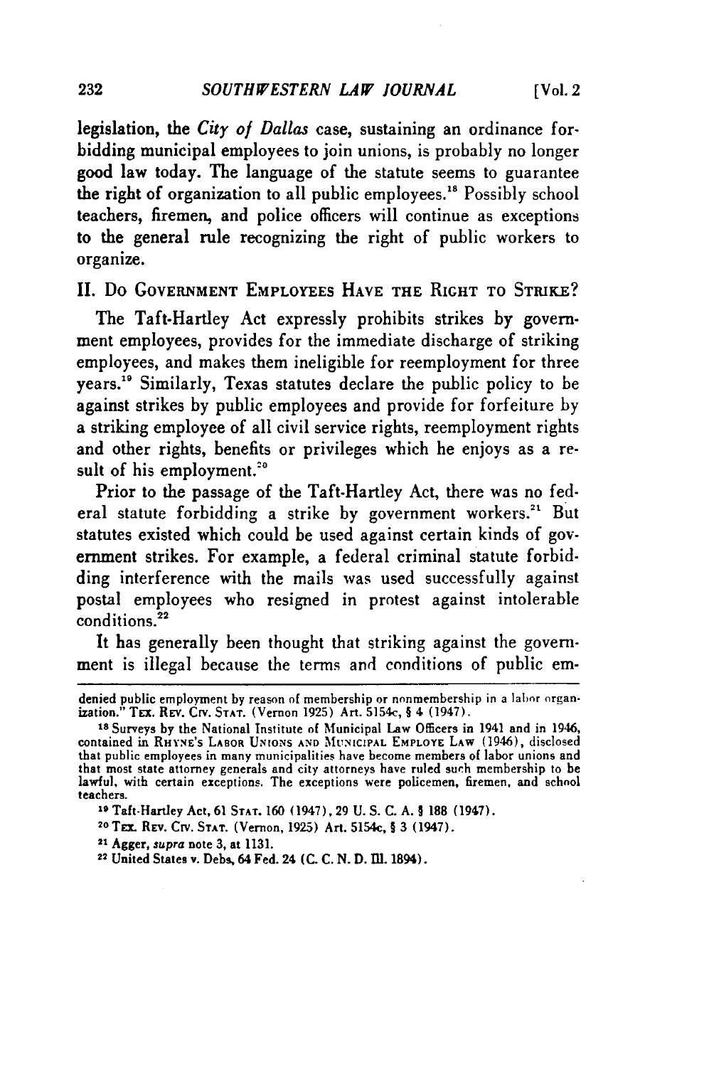legislation, the *City of Dallas* case, sustaining an ordinance forbidding municipal employees to join unions, is probably no longer good law today. The language of the statute seems to guarantee the right of organization to all public employees.[18] Possibly school teachers, firemen, and police officers will continue as exceptions to the general rule recognizing the right of public workers to organize.

## II. Do Government Employees Have the Right to Strike?

The Taft-Hartley Act expressly prohibits strikes by government employees, provides for the immediate discharge of striking employees, and makes them ineligible for reemployment for three years.[19] Similarly, Texas statutes declare the public policy to be against strikes by public employees and provide for forfeiture by a striking employee of all civil service rights, reemployment rights and other rights, benefits or privileges which he enjoys as a result of his employment.[20]

Prior to the passage of the Taft-Hartley Act, there was no federal statute forbidding a strike by government workers.[21] But statutes existed which could be used against certain kinds of government strikes. For example, a federal criminal statute forbidding interference with the mails was used successfully against postal employees who resigned in protest against intolerable conditions.[22]

It has generally been thought that striking against the government is illegal because the terms and conditions of public em-

---

denied public employment by reason of membership or nonmembership in a labor organization." TEX. REV. CIV. STAT. (Vernon 1925) Art. 5154c, § 4 (1947).

[18] Surveys by the National Institute of Municipal Law Officers in 1941 and in 1946, contained in RHYNE'S LABOR UNIONS AND MUNICIPAL EMPLOYE LAW (1946), disclosed that public employees in many municipalities have become members of labor unions and that most state attorney generals and city attorneys have ruled such membership to be lawful, with certain exceptions. The exceptions were policemen, firemen, and school teachers.

[19] Taft-Hartley Act, 61 STAT. 160 (1947), 29 U. S. C. A. § 188 (1947).

[20] TEX. REV. CIV. STAT. (Vernon, 1925) Art. 5154c, § 3 (1947).

[21] Agger, *supra* note 3, at 1131.

[22] United States v. Debs, 64 Fed. 24 (C. C. N. D. Ill. 1894).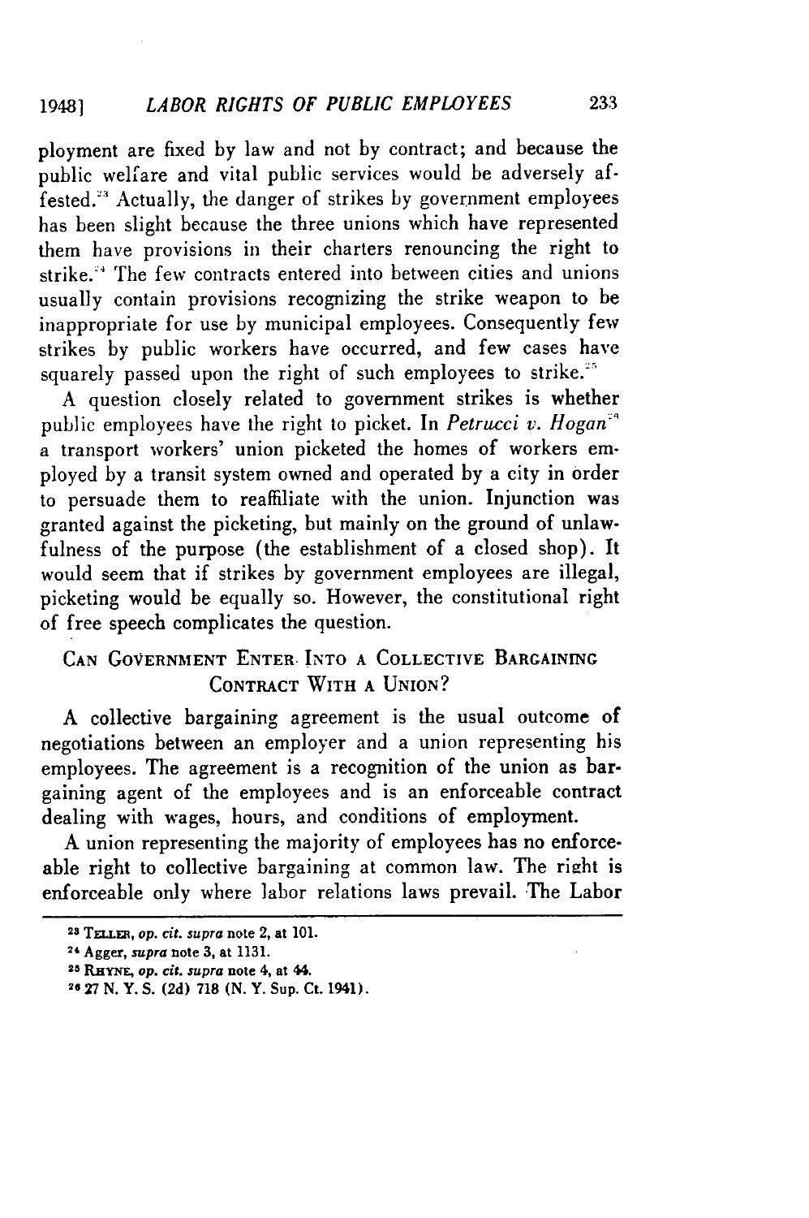ployment are fixed by law and not by contract; and because the public welfare and vital public services would be adversely affested.[23] Actually, the danger of strikes by government employees has been slight because the three unions which have represented them have provisions in their charters renouncing the right to strike.[24] The few contracts entered into between cities and unions usually contain provisions recognizing the strike weapon to be inappropriate for use by municipal employees. Consequently few strikes by public workers have occurred, and few cases have squarely passed upon the right of such employees to strike.[25]

A question closely related to government strikes is whether public employees have the right to picket. In *Petrucci v. Hogan*[26] a transport workers' union picketed the homes of workers employed by a transit system owned and operated by a city in order to persuade them to reaffiliate with the union. Injunction was granted against the picketing, but mainly on the ground of unlawfulness of the purpose (the establishment of a closed shop). It would seem that if strikes by government employees are illegal, picketing would be equally so. However, the constitutional right of free speech complicates the question.

## CAN GOVERNMENT ENTER INTO A COLLECTIVE BARGAINING CONTRACT WITH A UNION?

A collective bargaining agreement is the usual outcome of negotiations between an employer and a union representing his employees. The agreement is a recognition of the union as bargaining agent of the employees and is an enforceable contract dealing with wages, hours, and conditions of employment.

A union representing the majority of employees has no enforceable right to collective bargaining at common law. The right is enforceable only where labor relations laws prevail. The Labor

---

[23] TELLER, *op. cit. supra* note 2, at 101.

[24] Agger, *supra* note 3, at 1131.

[25] RHYNE, *op. cit. supra* note 4, at 44.

[26] 27 N. Y. S. (2d) 718 (N. Y. Sup. Ct. 1941).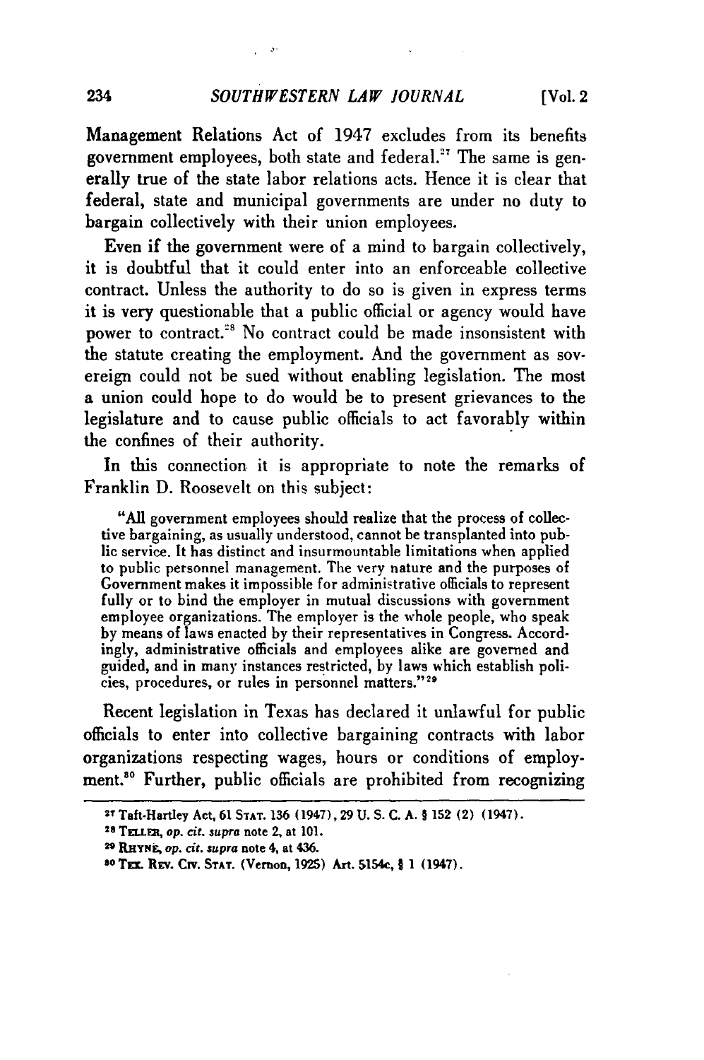Management Relations Act of 1947 excludes from its benefits government employees, both state and federal.[27] The same is generally true of the state labor relations acts. Hence it is clear that federal, state and municipal governments are under no duty to bargain collectively with their union employees.

Even if the government were of a mind to bargain collectively, it is doubtful that it could enter into an enforceable collective contract. Unless the authority to do so is given in express terms it is very questionable that a public official or agency would have power to contract.[28] No contract could be made insonsistent with the statute creating the employment. And the government as sovereign could not be sued without enabling legislation. The most a union could hope to do would be to present grievances to the legislature and to cause public officials to act favorably within the confines of their authority.

In this connection it is appropriate to note the remarks of Franklin D. Roosevelt on this subject:

> "All government employees should realize that the process of collective bargaining, as usually understood, cannot be transplanted into public service. It has distinct and insurmountable limitations when applied to public personnel management. The very nature and the purposes of Government makes it impossible for administrative officials to represent fully or to bind the employer in mutual discussions with government employee organizations. The employer is the whole people, who speak by means of laws enacted by their representatives in Congress. Accordingly, administrative officials and employees alike are governed and guided, and in many instances restricted, by laws which establish policies, procedures, or rules in personnel matters."[29]

Recent legislation in Texas has declared it unlawful for public officials to enter into collective bargaining contracts with labor organizations respecting wages, hours or conditions of employment.[30] Further, public officials are prohibited from recognizing

---

[27] Taft-Hartley Act, 61 STAT. 136 (1947), 29 U. S. C. A. § 152 (2) (1947).

[28] TELLER, *op. cit. supra* note 2, at 101.

[29] RHYNE, *op. cit. supra* note 4, at 436.

[30] TEX. REV. CIV. STAT. (Vernon, 1925) Art. 5154c, § 1 (1947).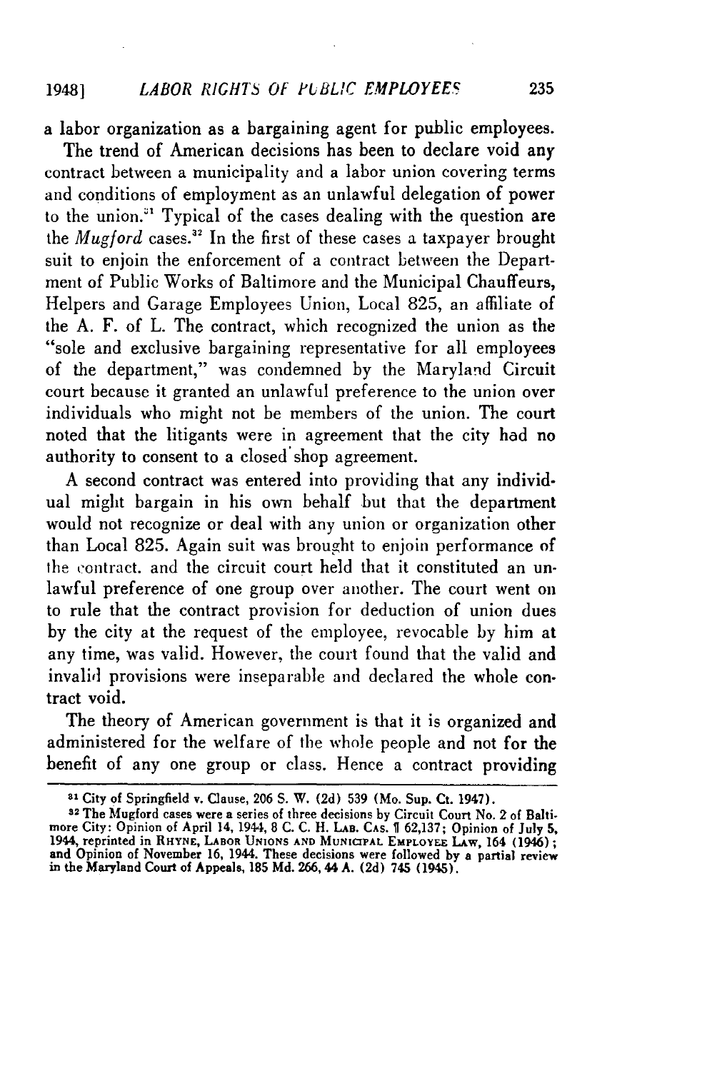a labor organization as a bargaining agent for public employees.

The trend of American decisions has been to declare void any contract between a municipality and a labor union covering terms and conditions of employment as an unlawful delegation of power to the union.[31] Typical of the cases dealing with the question are the *Mugford* cases.[32] In the first of these cases a taxpayer brought suit to enjoin the enforcement of a contract between the Department of Public Works of Baltimore and the Municipal Chauffeurs, Helpers and Garage Employees Union, Local 825, an affiliate of the A. F. of L. The contract, which recognized the union as the "sole and exclusive bargaining representative for all employees of the department," was condemned by the Maryland Circuit court because it granted an unlawful preference to the union over individuals who might not be members of the union. The court noted that the litigants were in agreement that the city had no authority to consent to a closed shop agreement.

A second contract was entered into providing that any individual might bargain in his own behalf but that the department would not recognize or deal with any union or organization other than Local 825. Again suit was brought to enjoin performance of the contract, and the circuit court held that it constituted an unlawful preference of one group over another. The court went on to rule that the contract provision for deduction of union dues by the city at the request of the employee, revocable by him at any time, was valid. However, the court found that the valid and invalid provisions were inseparable and declared the whole contract void.

The theory of American government is that it is organized and administered for the welfare of the whole people and not for the benefit of any one group or class. Hence a contract providing

---

[31] City of Springfield v. Clause, 206 S. W. (2d) 539 (Mo. Sup. Ct. 1947).

[32] The Mugford cases were a series of three decisions by Circuit Court No. 2 of Baltimore City: Opinion of April 14, 1944, 8 C. C. H. LAB. CAS. ¶ 62,137; Opinion of July 5, 1944, reprinted in RHYNE, LABOR UNIONS AND MUNICIPAL EMPLOYEE LAW, 164 (1946); and Opinion of November 16, 1944. These decisions were followed by a partial review in the Maryland Court of Appeals, 185 Md. 266, 44 A. (2d) 745 (1945).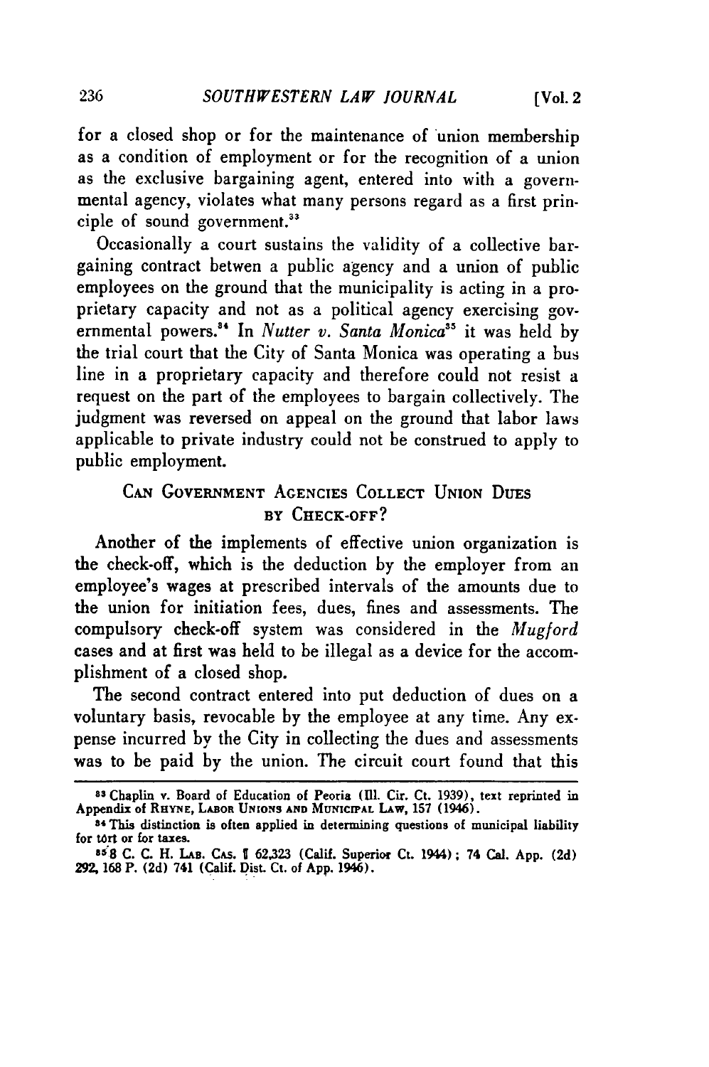for a closed shop or for the maintenance of union membership as a condition of employment or for the recognition of a union as the exclusive bargaining agent, entered into with a governmental agency, violates what many persons regard as a first principle of sound government.[33]

Occasionally a court sustains the validity of a collective bargaining contract betwen a public agency and a union of public employees on the ground that the municipality is acting in a proprietary capacity and not as a political agency exercising governmental powers.[34] In *Nutter v. Santa Monica*[35] it was held by the trial court that the City of Santa Monica was operating a bus line in a proprietary capacity and therefore could not resist a request on the part of the employees to bargain collectively. The judgment was reversed on appeal on the ground that labor laws applicable to private industry could not be construed to apply to public employment.

## CAN GOVERNMENT AGENCIES COLLECT UNION DUES BY CHECK-OFF?

Another of the implements of effective union organization is the check-off, which is the deduction by the employer from an employee's wages at prescribed intervals of the amounts due to the union for initiation fees, dues, fines and assessments. The compulsory check-off system was considered in the *Mugford* cases and at first was held to be illegal as a device for the accomplishment of a closed shop.

The second contract entered into put deduction of dues on a voluntary basis, revocable by the employee at any time. Any expense incurred by the City in collecting the dues and assessments was to be paid by the union. The circuit court found that this

---

[33] Chaplin v. Board of Education of Peoria (Ill. Cir. Ct. 1939), text reprinted in Appendix of RHYNE, LABOR UNIONS AND MUNICIPAL LAW, 157 (1946).

[34] This distinction is often applied in determining questions of municipal liability for tort or for taxes.

[35] 8 C. C. H. LAB. CAS. ¶ 62,323 (Calif. Superior Ct. 1944); 74 Cal. App. (2d) 292, 168 P. (2d) 741 (Calif. Dist. Ct. of App. 1946).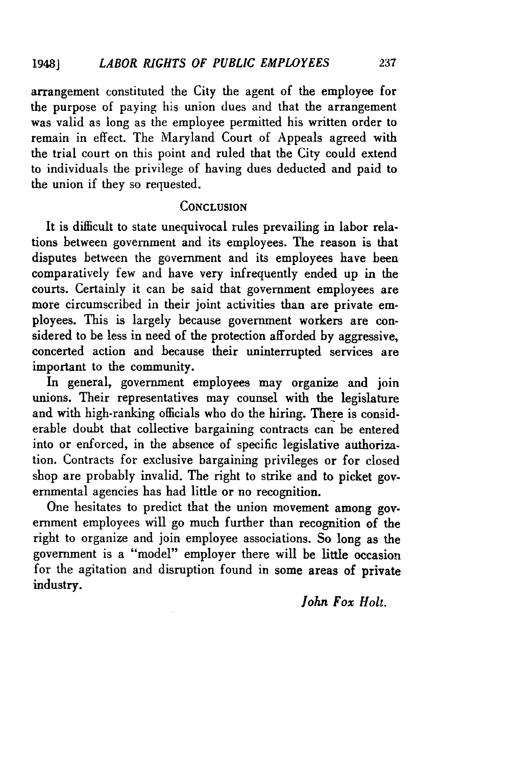arrangement constituted the City the agent of the employee for the purpose of paying his union dues and that the arrangement was valid as long as the employee permitted his written order to remain in effect. The Maryland Court of Appeals agreed with the trial court on this point and ruled that the City could extend to individuals the privilege of having dues deducted and paid to the union if they so requested.

## CONCLUSION

It is difficult to state unequivocal rules prevailing in labor relations between government and its employees. The reason is that disputes between the government and its employees have been comparatively few and have very infrequently ended up in the courts. Certainly it can be said that government employees are more circumscribed in their joint activities than are private employees. This is largely because government workers are considered to be less in need of the protection afforded by aggressive, concerted action and because their uninterrupted services are important to the community.

In general, government employees may organize and join unions. Their representatives may counsel with the legislature and with high-ranking officials who do the hiring. There is considerable doubt that collective bargaining contracts can be entered into or enforced, in the absence of specific legislative authorization. Contracts for exclusive bargaining privileges or for closed shop are probably invalid. The right to strike and to picket governmental agencies has had little or no recognition.

One hesitates to predict that the union movement among government employees will go much further than recognition of the right to organize and join employee associations. So long as the government is a "model" employer there will be little occasion for the agitation and disruption found in some areas of private industry.

*John Fox Holt.*